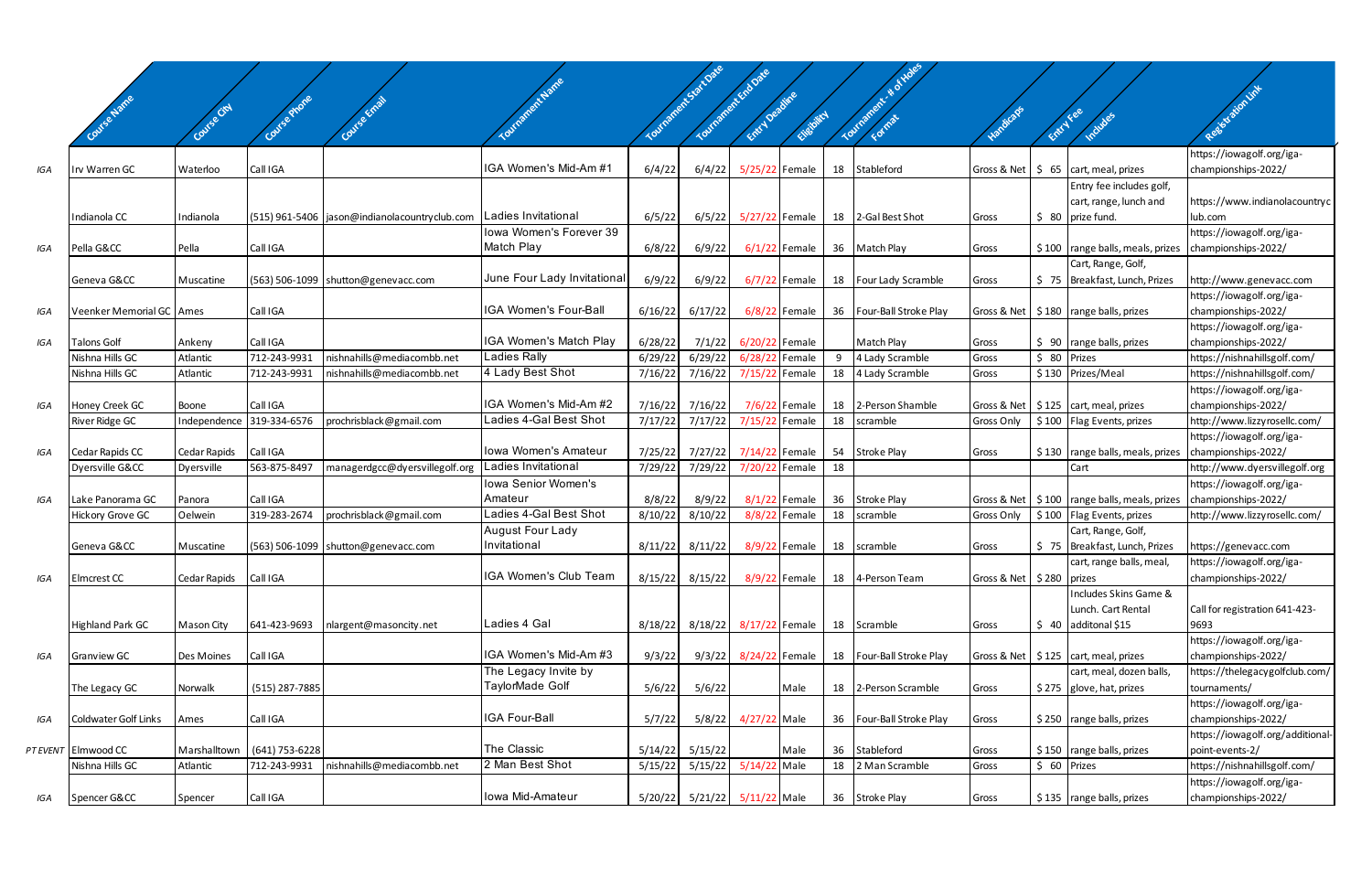| | Course Name | Course City | Course Phone | Course Email | Tournament Name | Tournament Start Date | Tournament End Date | Entry Deadline | Eligibility | Tournament - # of Holes | Format | Handicaps | Entry Fee | Includes | Registration Link |
|---|---|---|---|---|---|---|---|---|---|---|---|---|---|---|---|
| IGA | Irv Warren GC | Waterloo | Call IGA | | IGA Women's Mid-Am #1 | 6/4/22 | 6/4/22 | 5/25/22 | Female | 18 | Stableford | Gross & Net | $ 65 | cart, meal, prizes | https://iowagolf.org/iga-championships-2022/ |
| | Indianola CC | Indianola | (515) 961-5406 | jason@indianolacountryclub.com | Ladies Invitational | 6/5/22 | 6/5/22 | 5/27/22 | Female | 18 | 2-Gal Best Shot | Gross | $ 80 | Entry fee includes golf, cart, range, lunch and prize fund. | https://www.indianolacountryclub.com |
| IGA | Pella G&CC | Pella | Call IGA | | Iowa Women's Forever 39 Match Play | 6/8/22 | 6/9/22 | 6/1/22 | Female | 36 | Match Play | Gross | $ 100 | range balls, meals, prizes | https://iowagolf.org/iga-championships-2022/ |
| | Geneva G&CC | Muscatine | (563) 506-1099 | shutton@genevacc.com | June Four Lady Invitational | 6/9/22 | 6/9/22 | 6/7/22 | Female | 18 | Four Lady Scramble | Gross | $ 75 | Cart, Range, Golf, Breakfast, Lunch, Prizes | http://www.genevacc.com |
| IGA | Veenker Memorial GC | Ames | Call IGA | | IGA Women's Four-Ball | 6/16/22 | 6/17/22 | 6/8/22 | Female | 36 | Four-Ball Stroke Play | Gross & Net | $ 180 | range balls, prizes | https://iowagolf.org/iga-championships-2022/ |
| IGA | Talons Golf | Ankeny | Call IGA | | IGA Women's Match Play | 6/28/22 | 7/1/22 | 6/20/22 | Female | | Match Play | Gross | $ 90 | range balls, prizes | https://iowagolf.org/iga-championships-2022/ |
| | Nishna Hills GC | Atlantic | 712-243-9931 | nishnahills@mediacombb.net | Ladies Rally | 6/29/22 | 6/29/22 | 6/28/22 | Female | 9 | 4 Lady Scramble | Gross | $ 80 | Prizes | https://nishnahillsgolf.com/ |
| | Nishna Hills GC | Atlantic | 712-243-9931 | nishnahills@mediacombb.net | 4 Lady Best Shot | 7/16/22 | 7/16/22 | 7/15/22 | Female | 18 | 4 Lady Scramble | Gross | $ 130 | Prizes/Meal | https://nishnahillsgolf.com/ |
| IGA | Honey Creek GC | Boone | Call IGA | | IGA Women's Mid-Am #2 | 7/16/22 | 7/16/22 | 7/6/22 | Female | 18 | 2-Person Shamble | Gross & Net | $ 125 | cart, meal, prizes | https://iowagolf.org/iga-championships-2022/ |
| | River Ridge GC | Independence | 319-334-6576 | prochrisblack@gmail.com | Ladies 4-Gal Best Shot | 7/17/22 | 7/17/22 | 7/15/22 | Female | 18 | scramble | Gross Only | $ 100 | Flag Events, prizes | http://www.lizzyrosellc.com/ |
| IGA | Cedar Rapids CC | Cedar Rapids | Call IGA | | Iowa Women's Amateur | 7/25/22 | 7/27/22 | 7/14/22 | Female | 54 | Stroke Play | Gross | $ 130 | range balls, meals, prizes | https://iowagolf.org/iga-championships-2022/ |
| | Dyersville G&CC | Dyersville | 563-875-8497 | managerdgcc@dyersvillegolf.org | Ladies Invitational | 7/29/22 | 7/29/22 | 7/20/22 | Female | 18 | | | | Cart | http://www.dyersvillegolf.org |
| IGA | Lake Panorama GC | Panora | Call IGA | | Iowa Senior Women's Amateur | 8/8/22 | 8/9/22 | 8/1/22 | Female | 36 | Stroke Play | Gross & Net | $ 100 | range balls, meals, prizes | https://iowagolf.org/iga-championships-2022/ |
| | Hickory Grove GC | Oelwein | 319-283-2674 | prochrisblack@gmail.com | Ladies 4-Gal Best Shot | 8/10/22 | 8/10/22 | 8/8/22 | Female | 18 | scramble | Gross Only | $ 100 | Flag Events, prizes | http://www.lizzyrosellc.com/ |
| | Geneva G&CC | Muscatine | (563) 506-1099 | shutton@genevacc.com | August Four Lady Invitational | 8/11/22 | 8/11/22 | 8/9/22 | Female | 18 | scramble | Gross | $ 75 | Cart, Range, Golf, Breakfast, Lunch, Prizes | https://genevacc.com |
| IGA | Elmcrest CC | Cedar Rapids | Call IGA | | IGA Women's Club Team | 8/15/22 | 8/15/22 | 8/9/22 | Female | 18 | 4-Person Team | Gross & Net | $ 280 | cart, range balls, meal, prizes | https://iowagolf.org/iga-championships-2022/ |
| | Highland Park GC | Mason City | 641-423-9693 | nlargent@masoncity.net | Ladies 4 Gal | 8/18/22 | 8/18/22 | 8/17/22 | Female | 18 | Scramble | Gross | $ 40 | Includes Skins Game & Lunch. Cart Rental additonal $15 | Call for registration 641-423-9693 |
| IGA | Granview GC | Des Moines | Call IGA | | IGA Women's Mid-Am #3 | 9/3/22 | 9/3/22 | 8/24/22 | Female | 18 | Four-Ball Stroke Play | Gross & Net | $ 125 | cart, meal, prizes | https://iowagolf.org/iga-championships-2022/ |
| | The Legacy GC | Norwalk | (515) 287-7885 | | The Legacy Invite by TaylorMade Golf | 5/6/22 | 5/6/22 | | Male | 18 | 2-Person Scramble | Gross | $ 275 | cart, meal, dozen balls, glove, hat, prizes | https://thelegacygolfclub.com/tournaments/ |
| IGA | Coldwater Golf Links | Ames | Call IGA | | IGA Four-Ball | 5/7/22 | 5/8/22 | 4/27/22 | Male | 36 | Four-Ball Stroke Play | Gross | $ 250 | range balls, prizes | https://iowagolf.org/iga-championships-2022/ |
| PT EVENT | Elmwood CC | Marshalltown | (641) 753-6228 | | The Classic | 5/14/22 | 5/15/22 | | Male | 36 | Stableford | Gross | $ 150 | range balls, prizes | https://iowagolf.org/additional-point-events-2/ |
| | Nishna Hills GC | Atlantic | 712-243-9931 | nishnahills@mediacombb.net | 2 Man Best Shot | 5/15/22 | 5/15/22 | 5/14/22 | Male | 18 | 2 Man Scramble | Gross | $ 60 | Prizes | https://nishnahillsgolf.com/ |
| IGA | Spencer G&CC | Spencer | Call IGA | | Iowa Mid-Amateur | 5/20/22 | 5/21/22 | 5/11/22 | Male | 36 | Stroke Play | Gross | $ 135 | range balls, prizes | https://iowagolf.org/iga-championships-2022/ |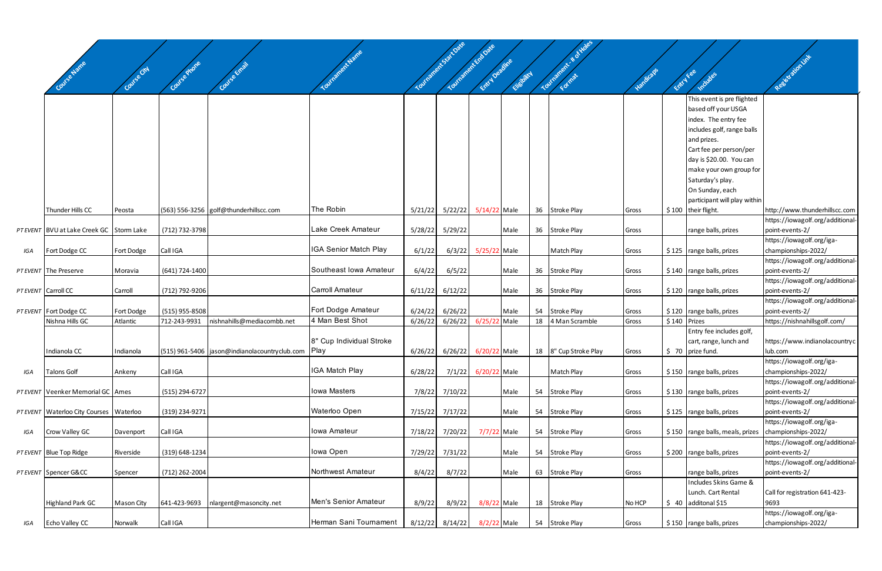| | Course Name | Course City | Course Phone | Course Email | Tournament Name | Tournament Start Date | Tournament End Date | Entry Deadline | Eligibility | Tournament - # of Holes | Format | Handicaps | Entry Fee | Includes | Registration Link |
|---|---|---|---|---|---|---|---|---|---|---|---|---|---|---|---|
| | Thunder Hills CC | Peosta | (563) 556-3256 | golf@thunderhillscc.com | The Robin | 5/21/22 | 5/22/22 | 5/14/22 | Male | 36 | Stroke Play | Gross | $ 100 | This event is pre flighted based off your USGA index. The entry fee includes golf, range balls and prizes. Cart fee per person/per day is $20.00. You can make your own group for Saturday's play. On Sunday, each participant will play within their flight. | http://www.thunderhillscc.com |
| PT EVENT | BVU at Lake Creek GC | Storm Lake | (712) 732-3798 | | Lake Creek Amateur | 5/28/22 | 5/29/22 | | Male | 36 | Stroke Play | Gross | | range balls, prizes | https://iowagolf.org/additional-point-events-2/ |
| IGA | Fort Dodge CC | Fort Dodge | Call IGA | | IGA Senior Match Play | 6/1/22 | 6/3/22 | 5/25/22 | Male | | Match Play | Gross | $ 125 | range balls, prizes | https://iowagolf.org/iga-championships-2022/ |
| PT EVENT | The Preserve | Moravia | (641) 724-1400 | | Southeast Iowa Amateur | 6/4/22 | 6/5/22 | | Male | 36 | Stroke Play | Gross | $ 140 | range balls, prizes | https://iowagolf.org/additional-point-events-2/ |
| PT EVENT | Carroll CC | Carroll | (712) 792-9206 | | Carroll Amateur | 6/11/22 | 6/12/22 | | Male | 36 | Stroke Play | Gross | $ 120 | range balls, prizes | https://iowagolf.org/additional-point-events-2/ |
| PT EVENT | Fort Dodge CC | Fort Dodge | (515) 955-8508 | | Fort Dodge Amateur | 6/24/22 | 6/26/22 | | Male | 54 | Stroke Play | Gross | $ 120 | range balls, prizes | https://iowagolf.org/additional-point-events-2/ |
| | Nishna Hills GC | Atlantic | 712-243-9931 | nishnahills@mediacombb.net | 4 Man Best Shot | 6/26/22 | 6/26/22 | 6/25/22 | Male | 18 | 4 Man Scramble | Gross | $ 140 | Prizes | https://nishnahillsgolf.com/ |
| | Indianola CC | Indianola | (515) 961-5406 | jason@indianolacountryclub.com | 8" Cup Individual Stroke Play | 6/26/22 | 6/26/22 | 6/20/22 | Male | 18 | 8" Cup Stroke Play | Gross | $ 70 | Entry fee includes golf, cart, range, lunch and prize fund. | https://www.indianolacountryclub.com |
| IGA | Talons Golf | Ankeny | Call IGA | | IGA Match Play | 6/28/22 | 7/1/22 | 6/20/22 | Male | | Match Play | Gross | $ 150 | range balls, prizes | https://iowagolf.org/iga-championships-2022/ |
| PT EVENT | Veenker Memorial GC | Ames | (515) 294-6727 | | Iowa Masters | 7/8/22 | 7/10/22 | | Male | 54 | Stroke Play | Gross | $ 130 | range balls, prizes | https://iowagolf.org/additional-point-events-2/ |
| PT EVENT | Waterloo City Courses | Waterloo | (319) 234-9271 | | Waterloo Open | 7/15/22 | 7/17/22 | | Male | 54 | Stroke Play | Gross | $ 125 | range balls, prizes | https://iowagolf.org/additional-point-events-2/ |
| IGA | Crow Valley GC | Davenport | Call IGA | | Iowa Amateur | 7/18/22 | 7/20/22 | 7/7/22 | Male | 54 | Stroke Play | Gross | $ 150 | range balls, meals, prizes | https://iowagolf.org/iga-championships-2022/ |
| PT EVENT | Blue Top Ridge | Riverside | (319) 648-1234 | | Iowa Open | 7/29/22 | 7/31/22 | | Male | 54 | Stroke Play | Gross | $ 200 | range balls, prizes | https://iowagolf.org/additional-point-events-2/ |
| PT EVENT | Spencer G&CC | Spencer | (712) 262-2004 | | Northwest Amateur | 8/4/22 | 8/7/22 | | Male | 63 | Stroke Play | Gross | | range balls, prizes | https://iowagolf.org/additional-point-events-2/ |
| | Highland Park GC | Mason City | 641-423-9693 | nlargent@masoncity.net | Men's Senior Amateur | 8/9/22 | 8/9/22 | 8/8/22 | Male | 18 | Stroke Play | No HCP | $ 40 | Includes Skins Game & Lunch. Cart Rental additonal $15 | Call for registration 641-423-9693 |
| IGA | Echo Valley CC | Norwalk | Call IGA | | Herman Sani Tournament | 8/12/22 | 8/14/22 | 8/2/22 | Male | 54 | Stroke Play | Gross | $ 150 | range balls, prizes | https://iowagolf.org/iga-championships-2022/ |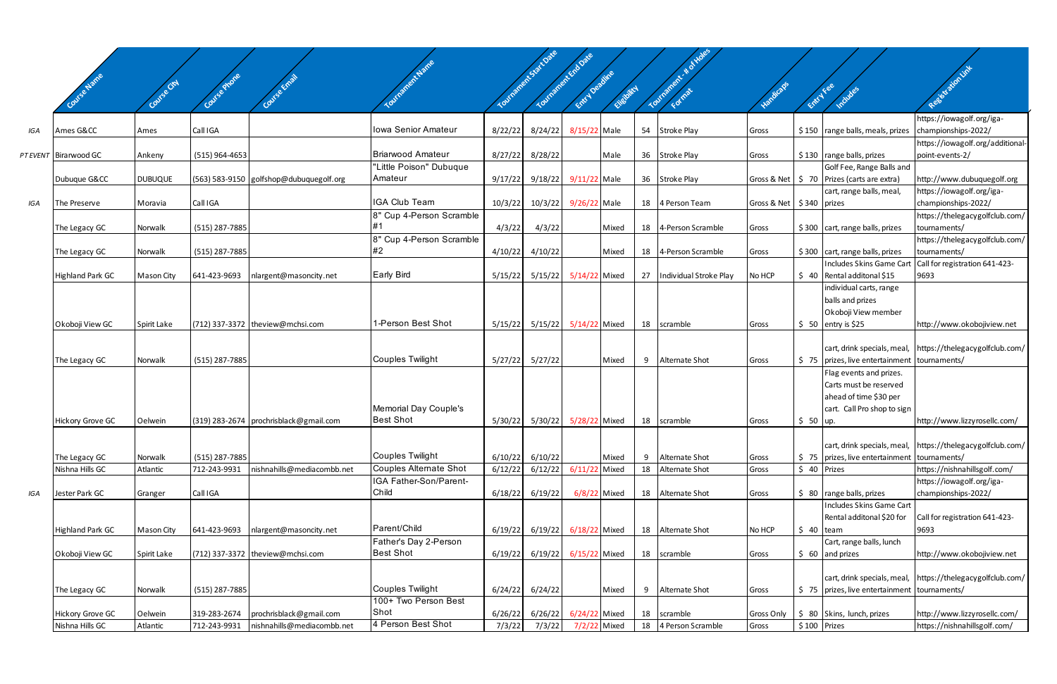| | Course Name | Course City | Course Phone | Course Email | Tournament Name | Tournament Start Date | Tournament End Date | Entry Deadline | Eligibility | Tournament - # of Holes | Format | Handicaps | Entry Fee | Includes | Registration Link |
|---|---|---|---|---|---|---|---|---|---|---|---|---|---|---|---|
| IGA | Ames G&CC | Ames | Call IGA | | Iowa Senior Amateur | 8/22/22 | 8/24/22 | 8/15/22 | Male | 54 | Stroke Play | Gross | $ 150 | range balls, meals, prizes | https://iowagolf.org/iga-championships-2022/ |
| PT EVENT | Birarwood GC | Ankeny | (515) 964-4653 | | Briarwood Amateur | 8/27/22 | 8/28/22 | | Male | 36 | Stroke Play | Gross | $ 130 | range balls, prizes | https://iowagolf.org/additional-point-events-2/ |
| | Dubuque G&CC | DUBUQUE | (563) 583-9150 | golfshop@dubuquegolf.org | "Little Poison" Dubuque Amateur | 9/17/22 | 9/18/22 | 9/11/22 | Male | 36 | Stroke Play | Gross & Net | $ 70 | Golf Fee, Range Balls and Prizes (carts are extra) | http://www.dubuquegolf.org |
| IGA | The Preserve | Moravia | Call IGA | | IGA Club Team | 10/3/22 | 10/3/22 | 9/26/22 | Male | 18 | 4 Person Team | Gross & Net | $ 340 | cart, range balls, meal, prizes | https://iowagolf.org/iga-championships-2022/ |
| | The Legacy GC | Norwalk | (515) 287-7885 | | 8" Cup 4-Person Scramble #1 | 4/3/22 | 4/3/22 | | Mixed | 18 | 4-Person Scramble | Gross | $ 300 | cart, range balls, prizes | https://thelegacygolfclub.com/tournaments/ |
| | The Legacy GC | Norwalk | (515) 287-7885 | | 8" Cup 4-Person Scramble #2 | 4/10/22 | 4/10/22 | | Mixed | 18 | 4-Person Scramble | Gross | $ 300 | cart, range balls, prizes | https://thelegacygolfclub.com/tournaments/ |
| | Highland Park GC | Mason City | 641-423-9693 | nlargent@masoncity.net | Early Bird | 5/15/22 | 5/15/22 | 5/14/22 | Mixed | 27 | Individual Stroke Play | No HCP | $ 40 | Includes Skins Game Cart Rental additonal $15 | Call for registration 641-423-9693 |
| | Okoboji View GC | Spirit Lake | (712) 337-3372 | theview@mchsi.com | 1-Person Best Shot | 5/15/22 | 5/15/22 | 5/14/22 | Mixed | 18 | scramble | Gross | $ 50 | individual carts, range balls and prizes Okoboji View member entry is $25 | http://www.okobojiview.net |
| | The Legacy GC | Norwalk | (515) 287-7885 | | Couples Twilight | 5/27/22 | 5/27/22 | | Mixed | 9 | Alternate Shot | Gross | $ 75 | cart, drink specials, meal, prizes, live entertainment | https://thelegacygolfclub.com/tournaments/ |
| | Hickory Grove GC | Oelwein | (319) 283-2674 | prochrisblack@gmail.com | Memorial Day Couple's Best Shot | 5/30/22 | 5/30/22 | 5/28/22 | Mixed | 18 | scramble | Gross | $ 50 | Flag events and prizes. Carts must be reserved ahead of time $30 per cart. Call Pro shop to sign up. | http://www.lizzyrosellc.com/ |
| | The Legacy GC | Norwalk | (515) 287-7885 | | Couples Twilight | 6/10/22 | 6/10/22 | | Mixed | 9 | Alternate Shot | Gross | $ 75 | cart, drink specials, meal, prizes, live entertainment | https://thelegacygolfclub.com/tournaments/ |
| | Nishna Hills GC | Atlantic | 712-243-9931 | nishnahills@mediacombb.net | Couples Alternate Shot | 6/12/22 | 6/12/22 | 6/11/22 | Mixed | 18 | Alternate Shot | Gross | $ 40 | Prizes | https://nishnahillsgolf.com/ |
| IGA | Jester Park GC | Granger | Call IGA | | IGA Father-Son/Parent-Child | 6/18/22 | 6/19/22 | 6/8/22 | Mixed | 18 | Alternate Shot | Gross | $ 80 | range balls, prizes | https://iowagolf.org/iga-championships-2022/ |
| | Highland Park GC | Mason City | 641-423-9693 | nlargent@masoncity.net | Parent/Child | 6/19/22 | 6/19/22 | 6/18/22 | Mixed | 18 | Alternate Shot | No HCP | $ 40 | Includes Skins Game Cart Rental additonal $20 for team | Call for registration 641-423-9693 |
| | Okoboji View GC | Spirit Lake | (712) 337-3372 | theview@mchsi.com | Father's Day 2-Person Best Shot | 6/19/22 | 6/19/22 | 6/15/22 | Mixed | 18 | scramble | Gross | $ 60 | Cart, range balls, lunch and prizes | http://www.okobojiview.net |
| | The Legacy GC | Norwalk | (515) 287-7885 | | Couples Twilight | 6/24/22 | 6/24/22 | | Mixed | 9 | Alternate Shot | Gross | $ 75 | cart, drink specials, meal, prizes, live entertainment | https://thelegacygolfclub.com/tournaments/ |
| | Hickory Grove GC | Oelwein | 319-283-2674 | prochrisblack@gmail.com | 100+ Two Person Best Shot | 6/26/22 | 6/26/22 | 6/24/22 | Mixed | 18 | scramble | Gross Only | $ 80 | Skins, lunch, prizes | http://www.lizzyrosellc.com/ |
| | Nishna Hills GC | Atlantic | 712-243-9931 | nishnahills@mediacombb.net | 4 Person Best Shot | 7/3/22 | 7/3/22 | 7/2/22 | Mixed | 18 | 4 Person Scramble | Gross | $ 100 | Prizes | https://nishnahillsgolf.com/ |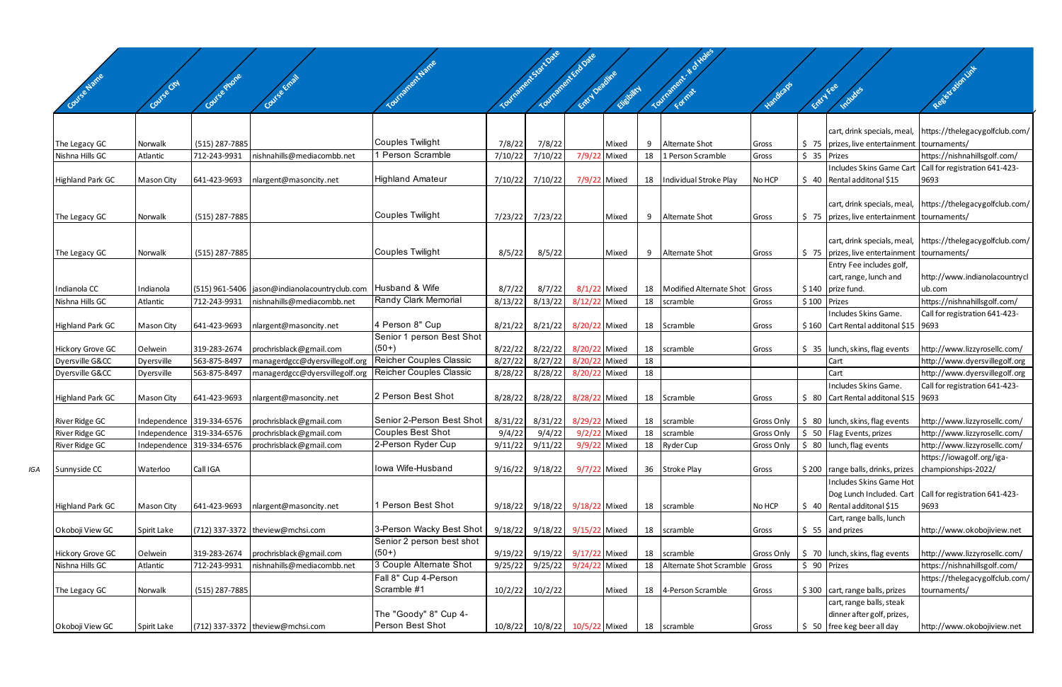| Course Name | Course City | Course Phone | Course Email | Tournament Name | Tournament Start Date | Tournament End Date | Entry Deadline | Eligibility | Tournament - # of Holes | Format | Handicaps | Entry Fee | Includes | Registration Link |
|---|---|---|---|---|---|---|---|---|---|---|---|---|---|---|
| The Legacy GC | Norwalk | (515) 287-7885 | | Couples Twilight | 7/8/22 | 7/8/22 | | Mixed | 9 | Alternate Shot | Gross | $ 75 | cart, drink specials, meal, prizes, live entertainment | https://thelegacygolfclub.com/tournaments/ |
| Nishna Hills GC | Atlantic | 712-243-9931 | nishnahills@mediacombb.net | 1 Person Scramble | 7/10/22 | 7/10/22 | 7/9/22 | Mixed | 18 | 1 Person Scramble | Gross | $ 35 | Prizes | https://nishnahillsgolf.com/ |
| Highland Park GC | Mason City | 641-423-9693 | nlargent@masoncity.net | Highland Amateur | 7/10/22 | 7/10/22 | 7/9/22 | Mixed | 18 | Individual Stroke Play | No HCP | $ 40 | Includes Skins Game Cart Rental additonal $15 | Call for registration 641-423-9693 |
| The Legacy GC | Norwalk | (515) 287-7885 | | Couples Twilight | 7/23/22 | 7/23/22 | | Mixed | 9 | Alternate Shot | Gross | $ 75 | cart, drink specials, meal, prizes, live entertainment | https://thelegacygolfclub.com/tournaments/ |
| The Legacy GC | Norwalk | (515) 287-7885 | | Couples Twilight | 8/5/22 | 8/5/22 | | Mixed | 9 | Alternate Shot | Gross | $ 75 | cart, drink specials, meal, prizes, live entertainment | https://thelegacygolfclub.com/tournaments/ |
| Indianola CC | Indianola | (515) 961-5406 | jason@indianolacountryclub.com | Husband & Wife | 8/7/22 | 8/7/22 | 8/1/22 | Mixed | 18 | Modified Alternate Shot | Gross | $140 | Entry Fee includes golf, cart, range, lunch and prize fund. | http://www.indianolacountryclub.com |
| Nishna Hills GC | Atlantic | 712-243-9931 | nishnahills@mediacombb.net | Randy Clark Memorial | 8/13/22 | 8/13/22 | 8/12/22 | Mixed | 18 | scramble | Gross | $100 | Prizes | https://nishnahillsgolf.com/ |
| Highland Park GC | Mason City | 641-423-9693 | nlargent@masoncity.net | 4 Person 8" Cup | 8/21/22 | 8/21/22 | 8/20/22 | Mixed | 18 | Scramble | Gross | $160 | Includes Skins Game. Cart Rental additonal $15 | Call for registration 641-423-9693 |
| Hickory Grove GC | Oelwein | 319-283-2674 | prochrisblack@gmail.com | Senior 1 person Best Shot (50+) | 8/22/22 | 8/22/22 | 8/20/22 | Mixed | 18 | scramble | Gross | $ 35 | lunch, skins, flag events | http://www.lizzyrosellc.com/ |
| Dyersville G&CC | Dyersville | 563-875-8497 | managergdcc@dyersvillegolf.org | Reicher Couples Classic | 8/27/22 | 8/27/22 | 8/20/22 | Mixed | 18 | | | | Cart | http://www.dyersvillegolf.org |
| Dyersville G&CC | Dyersville | 563-875-8497 | managergdcc@dyersvillegolf.org | Reicher Couples Classic | 8/28/22 | 8/28/22 | 8/20/22 | Mixed | 18 | | | | Cart | http://www.dyersvillegolf.org |
| Highland Park GC | Mason City | 641-423-9693 | nlargent@masoncity.net | 2 Person Best Shot | 8/28/22 | 8/28/22 | 8/28/22 | Mixed | 18 | Scramble | Gross | $ 80 | Includes Skins Game. Cart Rental additonal $15 | Call for registration 641-423-9693 |
| River Ridge GC | Independence | 319-334-6576 | prochrisblack@gmail.com | Senior 2-Person Best Shot | 8/31/22 | 8/31/22 | 8/29/22 | Mixed | 18 | scramble | Gross Only | $ 80 | lunch, skins, flag events | http://www.lizzyrosellc.com/ |
| River Ridge GC | Independence | 319-334-6576 | prochrisblack@gmail.com | Couples Best Shot | 9/4/22 | 9/4/22 | 9/2/22 | Mixed | 18 | scramble | Gross Only | $ 50 | Flag Events, prizes | http://www.lizzyrosellc.com/ |
| River Ridge GC | Independence | 319-334-6576 | prochrisblack@gmail.com | 2-Person Ryder Cup | 9/11/22 | 9/11/22 | 9/9/22 | Mixed | 18 | Ryder Cup | Gross Only | $ 80 | lunch, flag events | http://www.lizzyrosellc.com/ |
| *IGA* Sunnyside CC | Waterloo | Call IGA | | Iowa Wife-Husband | 9/16/22 | 9/18/22 | 9/7/22 | Mixed | 36 | Stroke Play | Gross | $200 | range balls, drinks, prizes | https://iowagolf.org/iga-championships-2022/ |
| Highland Park GC | Mason City | 641-423-9693 | nlargent@masoncity.net | 1 Person Best Shot | 9/18/22 | 9/18/22 | 9/18/22 | Mixed | 18 | scramble | No HCP | $ 40 | Includes Skins Game Hot Dog Lunch Included. Cart Rental additonal $15 | Call for registration 641-423-9693 |
| Okoboji View GC | Spirit Lake | (712) 337-3372 | theview@mchsi.com | 3-Person Wacky Best Shot | 9/18/22 | 9/18/22 | 9/15/22 | Mixed | 18 | scramble | Gross | $ 55 | Cart, range balls, lunch and prizes | http://www.okobojiview.net |
| Hickory Grove GC | Oelwein | 319-283-2674 | prochrisblack@gmail.com | Senior 2 person best shot (50+) | 9/19/22 | 9/19/22 | 9/17/22 | Mixed | 18 | scramble | Gross Only | $ 70 | lunch, skins, flag events | http://www.lizzyrosellc.com/ |
| Nishna Hills GC | Atlantic | 712-243-9931 | nishnahills@mediacombb.net | 3 Couple Alternate Shot | 9/25/22 | 9/25/22 | 9/24/22 | Mixed | 18 | Alternate Shot Scramble | Gross | $ 90 | Prizes | https://nishnahillsgolf.com/ |
| The Legacy GC | Norwalk | (515) 287-7885 | | Fall 8" Cup 4-Person Scramble #1 | 10/2/22 | 10/2/22 | | Mixed | 18 | 4-Person Scramble | Gross | $300 | cart, range balls, prizes | https://thelegacygolfclub.com/tournaments/ |
| Okoboji View GC | Spirit Lake | (712) 337-3372 | theview@mchsi.com | The "Goody" 8" Cup 4-Person Best Shot | 10/8/22 | 10/8/22 | 10/5/22 | Mixed | 18 | scramble | Gross | $ 50 | cart, range balls, steak dinner after golf, prizes, free keg beer all day | http://www.okobojiview.net |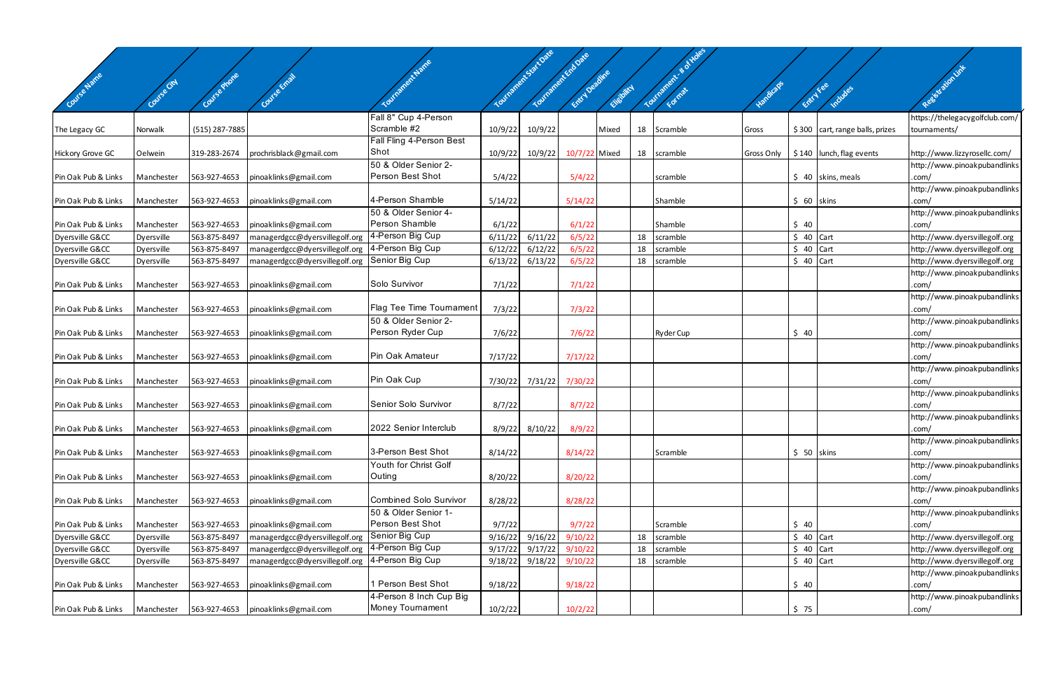| Course Name | Course City | Course Phone | Course Email | Tournament Name | Tournament Start Date | Tournament End Date | Entry Deadline | Eligibility | Tournament - # of Holes | Format | Handicaps | Entry Fee | Includes | Registration Link |
|---|---|---|---|---|---|---|---|---|---|---|---|---|---|---|
| The Legacy GC | Norwalk | (515) 287-7885 | | Fall 8" Cup 4-Person Scramble #2 | 10/9/22 | 10/9/22 | | Mixed | 18 | Scramble | Gross | $ 300 | cart, range balls, prizes | https://thelegacygolfclub.com/tournaments/ |
| Hickory Grove GC | Oelwein | 319-283-2674 | prochrisblack@gmail.com | Fall Fling 4-Person Best Shot | 10/9/22 | 10/9/22 | 10/7/22 | Mixed | 18 | scramble | Gross Only | $ 140 | lunch, flag events | http://www.lizzyrosellc.com/ |
| Pin Oak Pub & Links | Manchester | 563-927-4653 | pinoaklinks@gmail.com | 50 & Older Senior 2-Person Best Shot | 5/4/22 | | 5/4/22 | | | scramble | | $ 40 | skins, meals | http://www.pinoakpubandlinks.com/ |
| Pin Oak Pub & Links | Manchester | 563-927-4653 | pinoaklinks@gmail.com | 4-Person Shamble | 5/14/22 | | 5/14/22 | | | Shamble | | $ 60 | skins | http://www.pinoakpubandlinks.com/ |
| Pin Oak Pub & Links | Manchester | 563-927-4653 | pinoaklinks@gmail.com | 50 & Older Senior 4-Person Shamble | 6/1/22 | | 6/1/22 | | | Shamble | | $ 40 | | http://www.pinoakpubandlinks.com/ |
| Dyersville G&CC | Dyersville | 563-875-8497 | managerdgcc@dyersvillegolf.org | 4-Person Big Cup | 6/11/22 | 6/11/22 | 6/5/22 | | 18 | scramble | | $ 40 | Cart | http://www.dyersvillegolf.org |
| Dyersville G&CC | Dyersville | 563-875-8497 | managerdgcc@dyersvillegolf.org | 4-Person Big Cup | 6/12/22 | 6/12/22 | 6/5/22 | | 18 | scramble | | $ 40 | Cart | http://www.dyersvillegolf.org |
| Dyersville G&CC | Dyersville | 563-875-8497 | managerdgcc@dyersvillegolf.org | Senior Big Cup | 6/13/22 | 6/13/22 | 6/5/22 | | 18 | scramble | | $ 40 | Cart | http://www.dyersvillegolf.org |
| Pin Oak Pub & Links | Manchester | 563-927-4653 | pinoaklinks@gmail.com | Solo Survivor | 7/1/22 | | 7/1/22 | | | | | | | http://www.pinoakpubandlinks.com/ |
| Pin Oak Pub & Links | Manchester | 563-927-4653 | pinoaklinks@gmail.com | Flag Tee Time Tournament | 7/3/22 | | 7/3/22 | | | | | | | http://www.pinoakpubandlinks.com/ |
| Pin Oak Pub & Links | Manchester | 563-927-4653 | pinoaklinks@gmail.com | 50 & Older Senior 2-Person Ryder Cup | 7/6/22 | | 7/6/22 | | | Ryder Cup | | $ 40 | | http://www.pinoakpubandlinks.com/ |
| Pin Oak Pub & Links | Manchester | 563-927-4653 | pinoaklinks@gmail.com | Pin Oak Amateur | 7/17/22 | | 7/17/22 | | | | | | | http://www.pinoakpubandlinks.com/ |
| Pin Oak Pub & Links | Manchester | 563-927-4653 | pinoaklinks@gmail.com | Pin Oak Cup | 7/30/22 | 7/31/22 | 7/30/22 | | | | | | | http://www.pinoakpubandlinks.com/ |
| Pin Oak Pub & Links | Manchester | 563-927-4653 | pinoaklinks@gmail.com | Senior Solo Survivor | 8/7/22 | | 8/7/22 | | | | | | | http://www.pinoakpubandlinks.com/ |
| Pin Oak Pub & Links | Manchester | 563-927-4653 | pinoaklinks@gmail.com | 2022 Senior Interclub | 8/9/22 | 8/10/22 | 8/9/22 | | | | | | | http://www.pinoakpubandlinks.com/ |
| Pin Oak Pub & Links | Manchester | 563-927-4653 | pinoaklinks@gmail.com | 3-Person Best Shot | 8/14/22 | | 8/14/22 | | | Scramble | | $ 50 | skins | http://www.pinoakpubandlinks.com/ |
| Pin Oak Pub & Links | Manchester | 563-927-4653 | pinoaklinks@gmail.com | Youth for Christ Golf Outing | 8/20/22 | | 8/20/22 | | | | | | | http://www.pinoakpubandlinks.com/ |
| Pin Oak Pub & Links | Manchester | 563-927-4653 | pinoaklinks@gmail.com | Combined Solo Survivor | 8/28/22 | | 8/28/22 | | | | | | | http://www.pinoakpubandlinks.com/ |
| Pin Oak Pub & Links | Manchester | 563-927-4653 | pinoaklinks@gmail.com | 50 & Older Senior 1-Person Best Shot | 9/7/22 | | 9/7/22 | | | Scramble | | $ 40 | | http://www.pinoakpubandlinks.com/ |
| Dyersville G&CC | Dyersville | 563-875-8497 | managerdgcc@dyersvillegolf.org | Senior Big Cup | 9/16/22 | 9/16/22 | 9/10/22 | | 18 | scramble | | $ 40 | Cart | http://www.dyersvillegolf.org |
| Dyersville G&CC | Dyersville | 563-875-8497 | managerdgcc@dyersvillegolf.org | 4-Person Big Cup | 9/17/22 | 9/17/22 | 9/10/22 | | 18 | scramble | | $ 40 | Cart | http://www.dyersvillegolf.org |
| Dyersville G&CC | Dyersville | 563-875-8497 | managerdgcc@dyersvillegolf.org | 4-Person Big Cup | 9/18/22 | 9/18/22 | 9/10/22 | | 18 | scramble | | $ 40 | Cart | http://www.dyersvillegolf.org |
| Pin Oak Pub & Links | Manchester | 563-927-4653 | pinoaklinks@gmail.com | 1 Person Best Shot | 9/18/22 | | 9/18/22 | | | | | $ 40 | | http://www.pinoakpubandlinks.com/ |
| Pin Oak Pub & Links | Manchester | 563-927-4653 | pinoaklinks@gmail.com | 4-Person 8 Inch Cup Big Money Tournament | 10/2/22 | | 10/2/22 | | | | | $ 75 | | http://www.pinoakpubandlinks.com/ |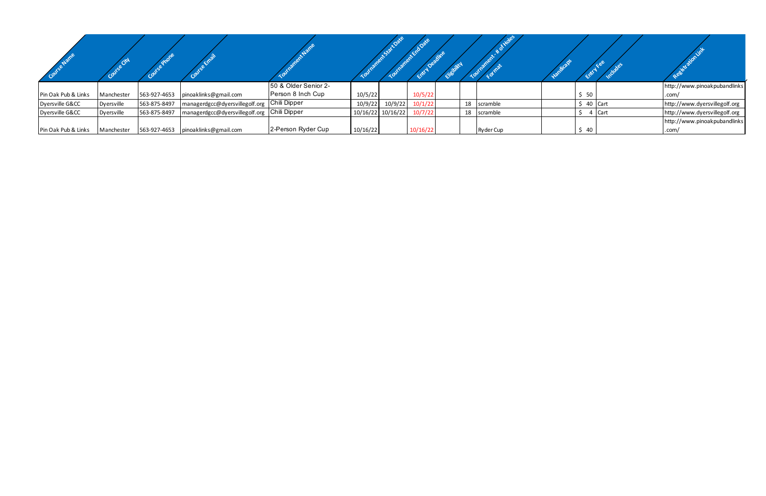| Course Name | Course City | Course Phone | Course Email | Tournament Name | Tournament Start Date | Tournament End Date | Entry Deadline | Eligibility | Tournament - # of Holes | Format | Handicaps | Entry Fee | Includes | Registration Link |
|---|---|---|---|---|---|---|---|---|---|---|---|---|---|---|
| Pin Oak Pub & Links | Manchester | 563-927-4653 | pinoaklinks@gmail.com | 50 & Older Senior 2-Person 8 Inch Cup | 10/5/22 | | 10/5/22 | | | | | $ 50 | | http://www.pinoakpubandlinks.com/ |
| Dyersville G&CC | Dyersville | 563-875-8497 | managerdgcc@dyersvillegolf.org | Chili Dipper | 10/9/22 | 10/9/22 | 10/1/22 | | 18 | scramble | | $ 40 | Cart | http://www.dyersvillegolf.org |
| Dyersville G&CC | Dyersville | 563-875-8497 | managerdgcc@dyersvillegolf.org | Chili Dipper | 10/16/22 | 10/16/22 | 10/7/22 | | 18 | scramble | | $ 4 | Cart | http://www.dyersvillegolf.org |
| Pin Oak Pub & Links | Manchester | 563-927-4653 | pinoaklinks@gmail.com | 2-Person Ryder Cup | 10/16/22 | | 10/16/22 | | | Ryder Cup | | $ 40 | | http://www.pinoakpubandlinks.com/ |